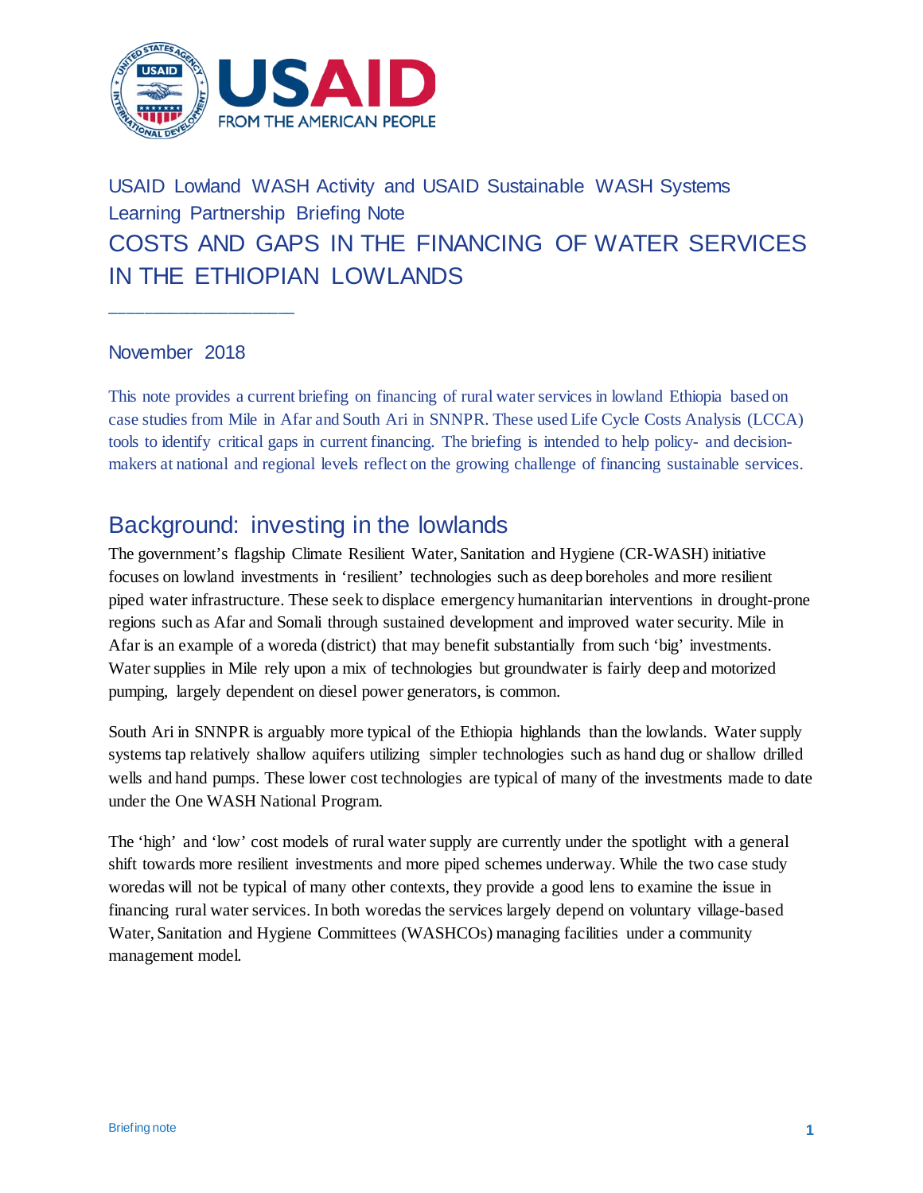USAID Lowland WASH Activity and USAID Sustainable WASH Systems Learning Partnership Briefing Note

# COSTS AND GAPS IN THE FINANCING OF WATER SERVICES IN THE ETHIOPIAN LOWLANDS

November 2018

This note provides a current briefing on financing of rural water services in lowland Ethiopia based on case studies from Mile in Afar and South Ari in SNNPR. These used Life Cycle Costs Analysis (LCCA) tools to identify critical gaps in current financing. The briefing is intended to help policy- and decision-makers at national and regional levels reflect on the growing challenge of financing sustainable services.

## Background: investing in the lowlands

The government's flagship Climate Resilient Water, Sanitation and Hygiene (CR-WASH) initiative focuses on lowland investments in 'resilient' technologies such as deep boreholes and more resilient piped water infrastructure. These seek to displace emergency humanitarian interventions in drought-prone regions such as Afar and Somali through sustained development and improved water security. Mile in Afar is an example of a woreda (district) that may benefit substantially from such 'big' investments. Water supplies in Mile rely upon a mix of technologies but groundwater is fairly deep and motorized pumping, largely dependent on diesel power generators, is common.

South Ari in SNNPR is arguably more typical of the Ethiopia highlands than the lowlands. Water supply systems tap relatively shallow aquifers utilizing simpler technologies such as hand dug or shallow drilled wells and hand pumps. These lower cost technologies are typical of many of the investments made to date under the One WASH National Program.

The 'high' and 'low' cost models of rural water supply are currently under the spotlight with a general shift towards more resilient investments and more piped schemes underway. While the two case study woredas will not be typical of many other contexts, they provide a good lens to examine the issue in financing rural water services. In both woredas the services largely depend on voluntary village-based Water, Sanitation and Hygiene Committees (WASHCOs) managing facilities under a community management model.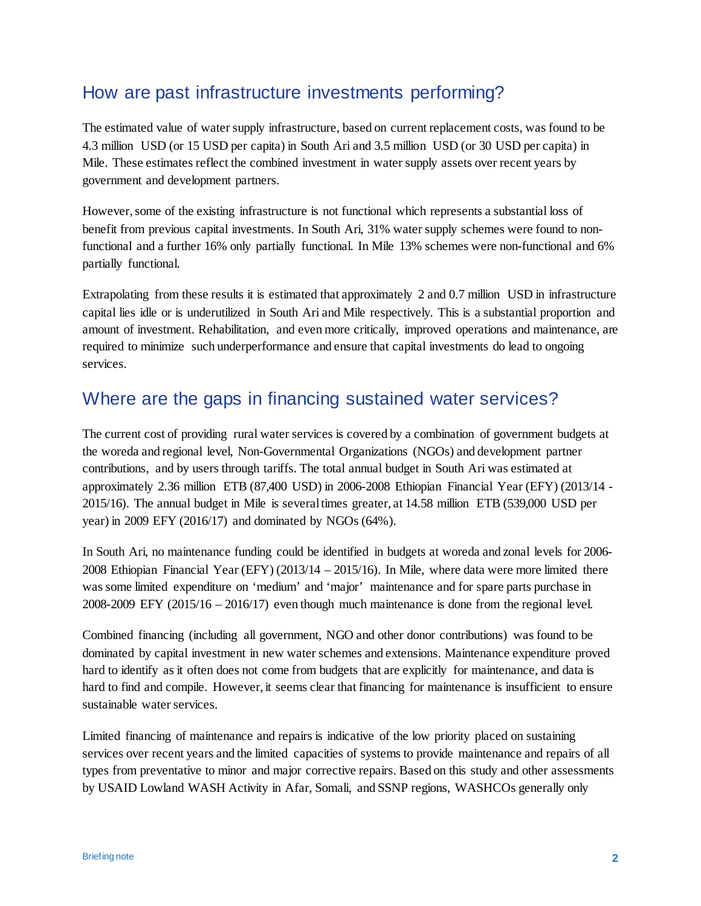## How are past infrastructure investments performing?

The estimated value of water supply infrastructure, based on current replacement costs, was found to be 4.3 million USD (or 15 USD per capita) in South Ari and 3.5 million USD (or 30 USD per capita) in Mile. These estimates reflect the combined investment in water supply assets over recent years by government and development partners.

However, some of the existing infrastructure is not functional which represents a substantial loss of benefit from previous capital investments. In South Ari, 31% water supply schemes were found to non-functional and a further 16% only partially functional. In Mile 13% schemes were non-functional and 6% partially functional.

Extrapolating from these results it is estimated that approximately 2 and 0.7 million USD in infrastructure capital lies idle or is underutilized in South Ari and Mile respectively. This is a substantial proportion and amount of investment. Rehabilitation, and even more critically, improved operations and maintenance, are required to minimize such underperformance and ensure that capital investments do lead to ongoing services.

## Where are the gaps in financing sustained water services?

The current cost of providing rural water services is covered by a combination of government budgets at the woreda and regional level, Non-Governmental Organizations (NGOs) and development partner contributions, and by users through tariffs. The total annual budget in South Ari was estimated at approximately 2.36 million ETB (87,400 USD) in 2006-2008 Ethiopian Financial Year (EFY) (2013/14 - 2015/16). The annual budget in Mile is several times greater, at 14.58 million ETB (539,000 USD per year) in 2009 EFY (2016/17) and dominated by NGOs (64%).

In South Ari, no maintenance funding could be identified in budgets at woreda and zonal levels for 2006-2008 Ethiopian Financial Year (EFY) (2013/14 – 2015/16). In Mile, where data were more limited there was some limited expenditure on 'medium' and 'major' maintenance and for spare parts purchase in 2008-2009 EFY (2015/16 – 2016/17) even though much maintenance is done from the regional level.

Combined financing (including all government, NGO and other donor contributions) was found to be dominated by capital investment in new water schemes and extensions. Maintenance expenditure proved hard to identify as it often does not come from budgets that are explicitly for maintenance, and data is hard to find and compile. However, it seems clear that financing for maintenance is insufficient to ensure sustainable water services.

Limited financing of maintenance and repairs is indicative of the low priority placed on sustaining services over recent years and the limited capacities of systems to provide maintenance and repairs of all types from preventative to minor and major corrective repairs. Based on this study and other assessments by USAID Lowland WASH Activity in Afar, Somali, and SSNP regions, WASHCOs generally only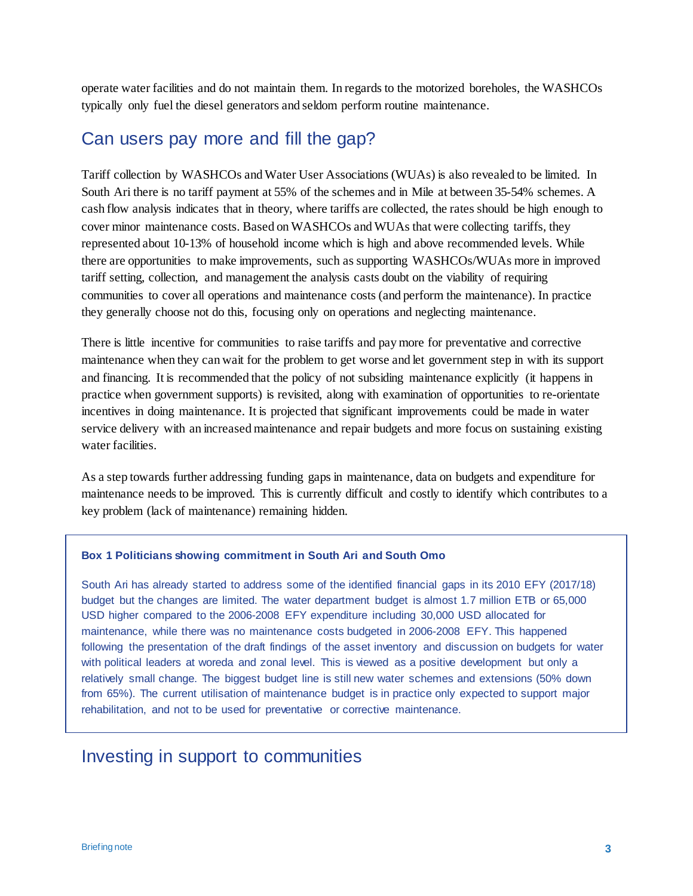operate water facilities and do not maintain them. In regards to the motorized boreholes, the WASHCOs typically only fuel the diesel generators and seldom perform routine maintenance.

## Can users pay more and fill the gap?

Tariff collection by WASHCOs and Water User Associations (WUAs) is also revealed to be limited. In South Ari there is no tariff payment at 55% of the schemes and in Mile at between 35-54% schemes. A cash flow analysis indicates that in theory, where tariffs are collected, the rates should be high enough to cover minor maintenance costs. Based on WASHCOs and WUAs that were collecting tariffs, they represented about 10-13% of household income which is high and above recommended levels. While there are opportunities to make improvements, such as supporting WASHCOs/WUAs more in improved tariff setting, collection, and management the analysis casts doubt on the viability of requiring communities to cover all operations and maintenance costs (and perform the maintenance). In practice they generally choose not do this, focusing only on operations and neglecting maintenance.

There is little incentive for communities to raise tariffs and pay more for preventative and corrective maintenance when they can wait for the problem to get worse and let government step in with its support and financing. It is recommended that the policy of not subsiding maintenance explicitly (it happens in practice when government supports) is revisited, along with examination of opportunities to re-orientate incentives in doing maintenance. It is projected that significant improvements could be made in water service delivery with an increased maintenance and repair budgets and more focus on sustaining existing water facilities.

As a step towards further addressing funding gaps in maintenance, data on budgets and expenditure for maintenance needs to be improved. This is currently difficult and costly to identify which contributes to a key problem (lack of maintenance) remaining hidden.

> **Box 1 Politicians showing commitment in South Ari and South Omo**
>
> South Ari has already started to address some of the identified financial gaps in its 2010 EFY (2017/18) budget but the changes are limited. The water department budget is almost 1.7 million ETB or 65,000 USD higher compared to the 2006-2008 EFY expenditure including 30,000 USD allocated for maintenance, while there was no maintenance costs budgeted in 2006-2008 EFY. This happened following the presentation of the draft findings of the asset inventory and discussion on budgets for water with political leaders at woreda and zonal level. This is viewed as a positive development but only a relatively small change. The biggest budget line is still new water schemes and extensions (50% down from 65%). The current utilisation of maintenance budget is in practice only expected to support major rehabilitation, and not to be used for preventative or corrective maintenance.

## Investing in support to communities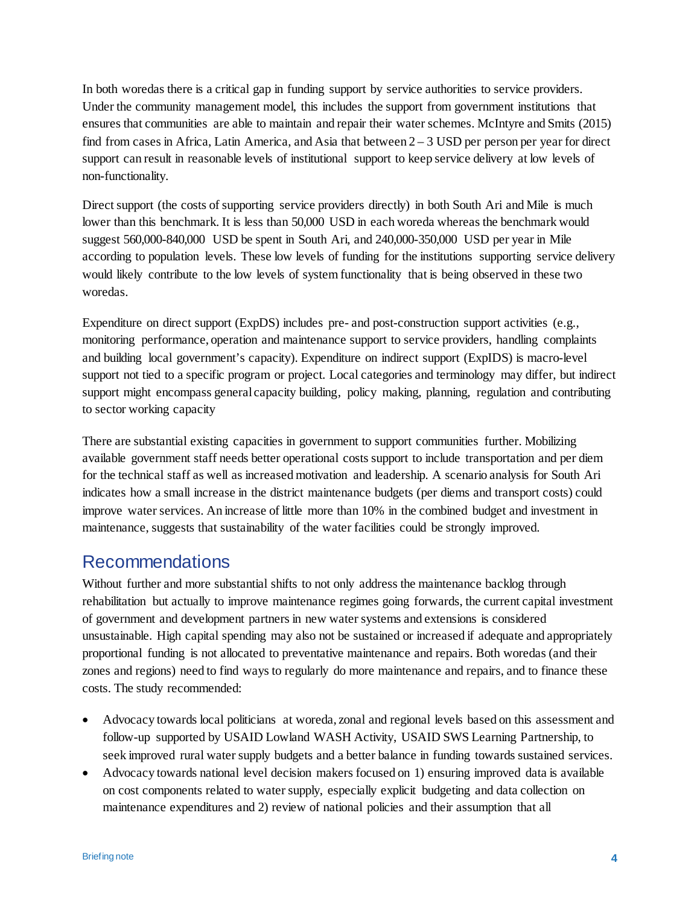In both woredas there is a critical gap in funding support by service authorities to service providers. Under the community management model, this includes the support from government institutions that ensures that communities are able to maintain and repair their water schemes. McIntyre and Smits (2015) find from cases in Africa, Latin America, and Asia that between 2 – 3 USD per person per year for direct support can result in reasonable levels of institutional support to keep service delivery at low levels of non-functionality.

Direct support (the costs of supporting service providers directly) in both South Ari and Mile is much lower than this benchmark. It is less than 50,000 USD in each woreda whereas the benchmark would suggest 560,000-840,000 USD be spent in South Ari, and 240,000-350,000 USD per year in Mile according to population levels. These low levels of funding for the institutions supporting service delivery would likely contribute to the low levels of system functionality that is being observed in these two woredas.

Expenditure on direct support (ExpDS) includes pre- and post-construction support activities (e.g., monitoring performance, operation and maintenance support to service providers, handling complaints and building local government's capacity). Expenditure on indirect support (ExpIDS) is macro-level support not tied to a specific program or project. Local categories and terminology may differ, but indirect support might encompass general capacity building, policy making, planning, regulation and contributing to sector working capacity

There are substantial existing capacities in government to support communities further. Mobilizing available government staff needs better operational costs support to include transportation and per diem for the technical staff as well as increased motivation and leadership. A scenario analysis for South Ari indicates how a small increase in the district maintenance budgets (per diems and transport costs) could improve water services. An increase of little more than 10% in the combined budget and investment in maintenance, suggests that sustainability of the water facilities could be strongly improved.

## Recommendations

Without further and more substantial shifts to not only address the maintenance backlog through rehabilitation but actually to improve maintenance regimes going forwards, the current capital investment of government and development partners in new water systems and extensions is considered unsustainable. High capital spending may also not be sustained or increased if adequate and appropriately proportional funding is not allocated to preventative maintenance and repairs. Both woredas (and their zones and regions) need to find ways to regularly do more maintenance and repairs, and to finance these costs. The study recommended:

- Advocacy towards local politicians at woreda, zonal and regional levels based on this assessment and follow-up supported by USAID Lowland WASH Activity, USAID SWS Learning Partnership, to seek improved rural water supply budgets and a better balance in funding towards sustained services.
- Advocacy towards national level decision makers focused on 1) ensuring improved data is available on cost components related to water supply, especially explicit budgeting and data collection on maintenance expenditures and 2) review of national policies and their assumption that all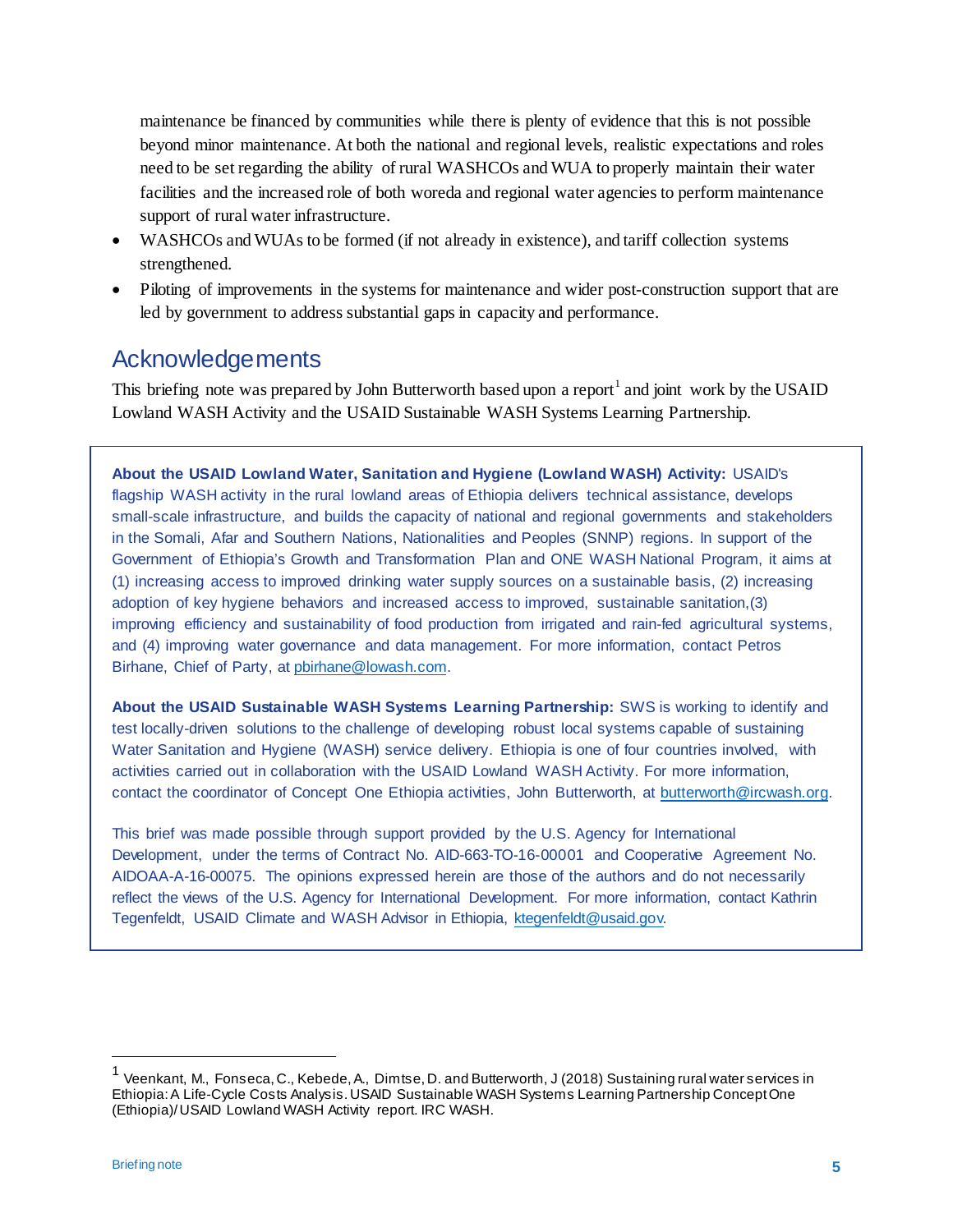maintenance be financed by communities while there is plenty of evidence that this is not possible beyond minor maintenance. At both the national and regional levels, realistic expectations and roles need to be set regarding the ability of rural WASHCOs and WUA to properly maintain their water facilities and the increased role of both woreda and regional water agencies to perform maintenance support of rural water infrastructure.

- WASHCOs and WUAs to be formed (if not already in existence), and tariff collection systems strengthened.
- Piloting of improvements in the systems for maintenance and wider post-construction support that are led by government to address substantial gaps in capacity and performance.

## Acknowledgements

This briefing note was prepared by John Butterworth based upon a report[1] and joint work by the USAID Lowland WASH Activity and the USAID Sustainable WASH Systems Learning Partnership.

**About the USAID Lowland Water, Sanitation and Hygiene (Lowland WASH) Activity:** USAID's flagship WASH activity in the rural lowland areas of Ethiopia delivers technical assistance, develops small-scale infrastructure, and builds the capacity of national and regional governments and stakeholders in the Somali, Afar and Southern Nations, Nationalities and Peoples (SNNP) regions. In support of the Government of Ethiopia's Growth and Transformation Plan and ONE WASH National Program, it aims at (1) increasing access to improved drinking water supply sources on a sustainable basis, (2) increasing adoption of key hygiene behaviors and increased access to improved, sustainable sanitation,(3) improving efficiency and sustainability of food production from irrigated and rain-fed agricultural systems, and (4) improving water governance and data management. For more information, contact Petros Birhane, Chief of Party, at pbirhane@lowash.com.

**About the USAID Sustainable WASH Systems Learning Partnership:** SWS is working to identify and test locally-driven solutions to the challenge of developing robust local systems capable of sustaining Water Sanitation and Hygiene (WASH) service delivery. Ethiopia is one of four countries involved, with activities carried out in collaboration with the USAID Lowland WASH Activity. For more information, contact the coordinator of Concept One Ethiopia activities, John Butterworth, at butterworth@ircwash.org.

This brief was made possible through support provided by the U.S. Agency for International Development, under the terms of Contract No. AID-663-TO-16-00001 and Cooperative Agreement No. AIDOAA-A-16-00075. The opinions expressed herein are those of the authors and do not necessarily reflect the views of the U.S. Agency for International Development. For more information, contact Kathrin Tegenfeldt, USAID Climate and WASH Advisor in Ethiopia, ktegenfeldt@usaid.gov.

[1] Veenkant, M., Fonseca, C., Kebede, A., Dimtse, D. and Butterworth, J (2018) Sustaining rural water services in Ethiopia: A Life-Cycle Costs Analysis. USAID Sustainable WASH Systems Learning Partnership Concept One (Ethiopia)/USAID Lowland WASH Activity report. IRC WASH.